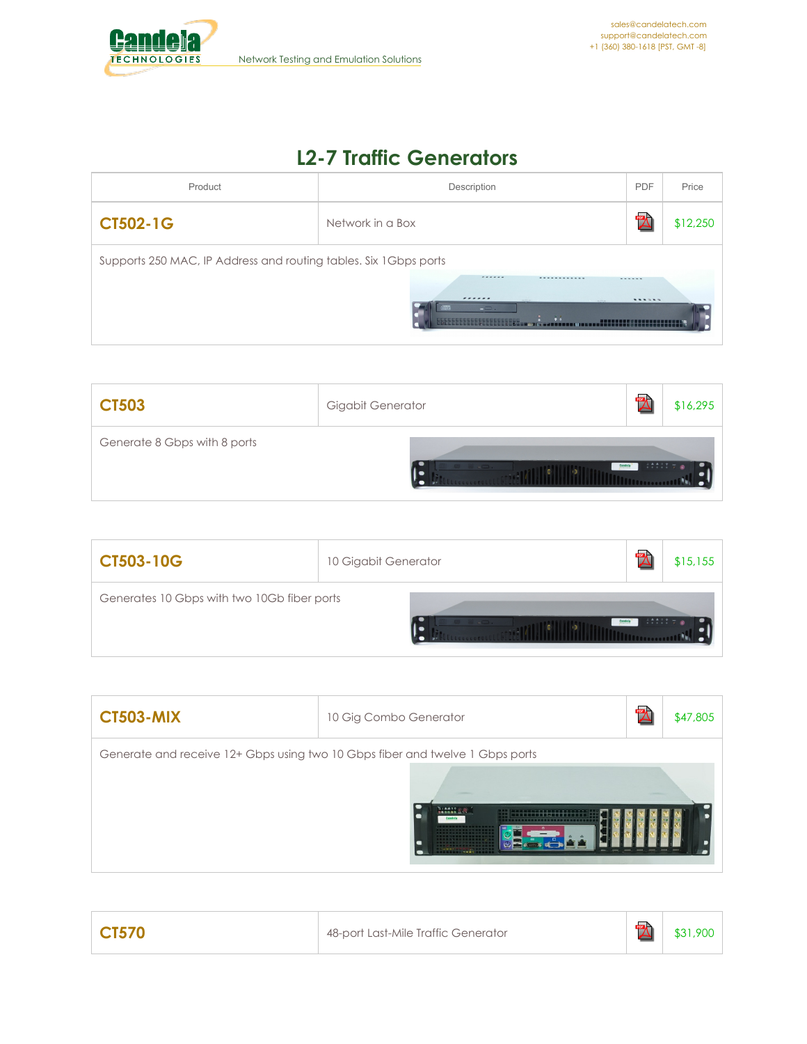Candela TECHNOLOGIES — Network Testing and Emulation Solutions

sales@candelatech.com
support@candelatech.com
+1 (360) 380-1618 [PST, GMT -8]

# L2-7 Traffic Generators

| Product | Description | PDF | Price |
|---|---|---|---|
| **CT502-1G** | Network in a Box | | $12,250 |
| Supports 250 MAC, IP Address and routing tables. Six 1Gbps ports | | | |

| | | | |
|---|---|---|---|
| **CT503** | Gigabit Generator | | $16,295 |
| Generate 8 Gbps with 8 ports | | | |

| | | | |
|---|---|---|---|
| **CT503-10G** | 10 Gigabit Generator | | $15,155 |
| Generates 10 Gbps with two 10Gb fiber ports | | | |

| | | | |
|---|---|---|---|
| **CT503-MIX** | 10 Gig Combo Generator | | $47,805 |
| Generate and receive 12+ Gbps using two 10 Gbps fiber and twelve 1 Gbps ports | | | |

| | | | |
|---|---|---|---|
| **CT570** | 48-port Last-Mile Traffic Generator | | $31,900 |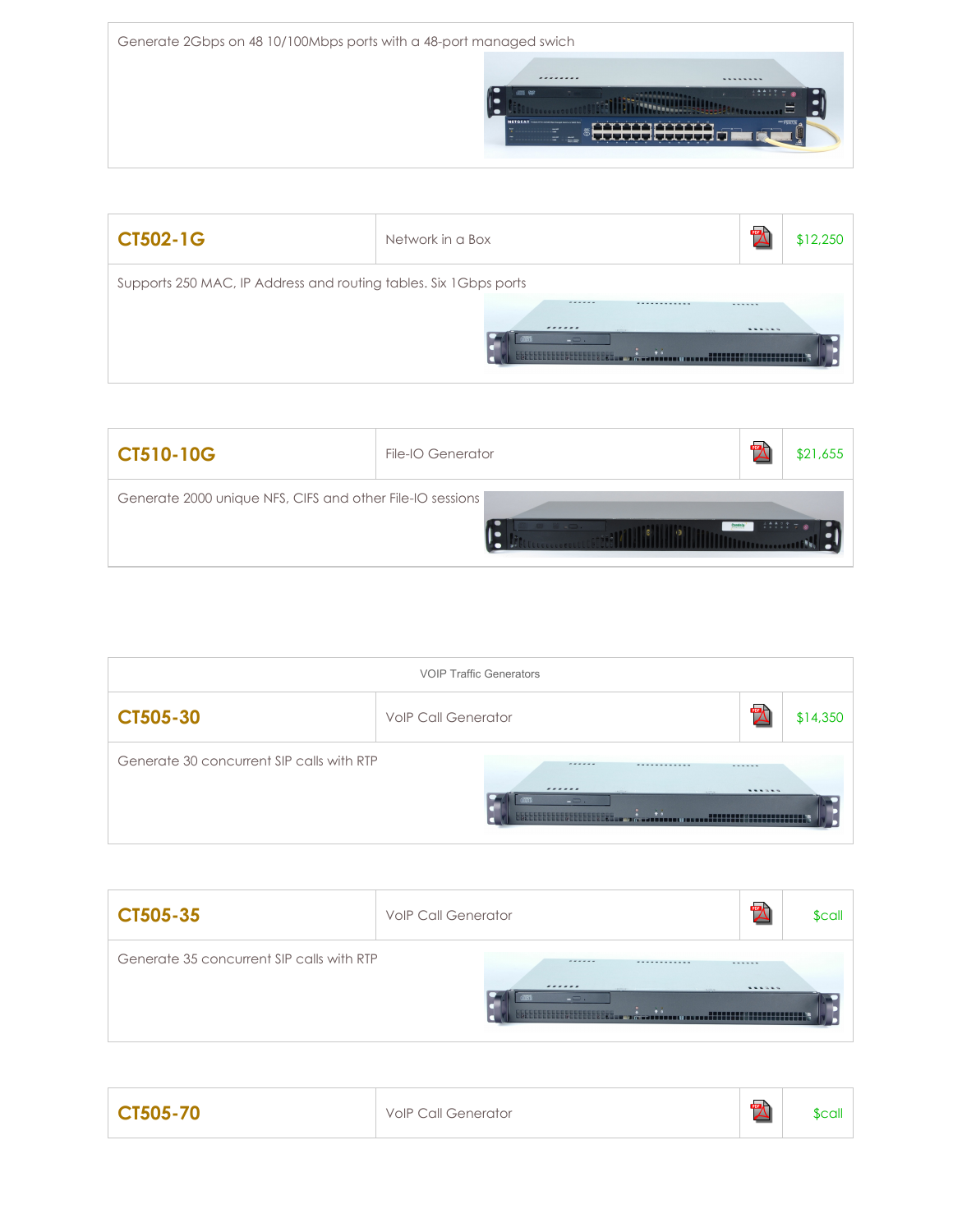Generate 2Gbps on 48 10/100Mbps ports with a 48-port managed swich

| CT502-1G | Network in a Box | | $12,250 |
|---|---|---|---|
| Supports 250 MAC, IP Address and routing tables. Six 1Gbps ports | | | |

| CT510-10G | File-IO Generator | | $21,655 |
|---|---|---|---|
| Generate 2000 unique NFS, CIFS and other File-IO sessions | | | |

| VOIP Traffic Generators | | | |
|---|---|---|---|
| CT505-30 | VoIP Call Generator | | $14,350 |
| Generate 30 concurrent SIP calls with RTP | | | |

| CT505-35 | VoIP Call Generator | | $call |
|---|---|---|---|
| Generate 35 concurrent SIP calls with RTP | | | |

| CT505-70 | VoIP Call Generator | | $call |
|---|---|---|---|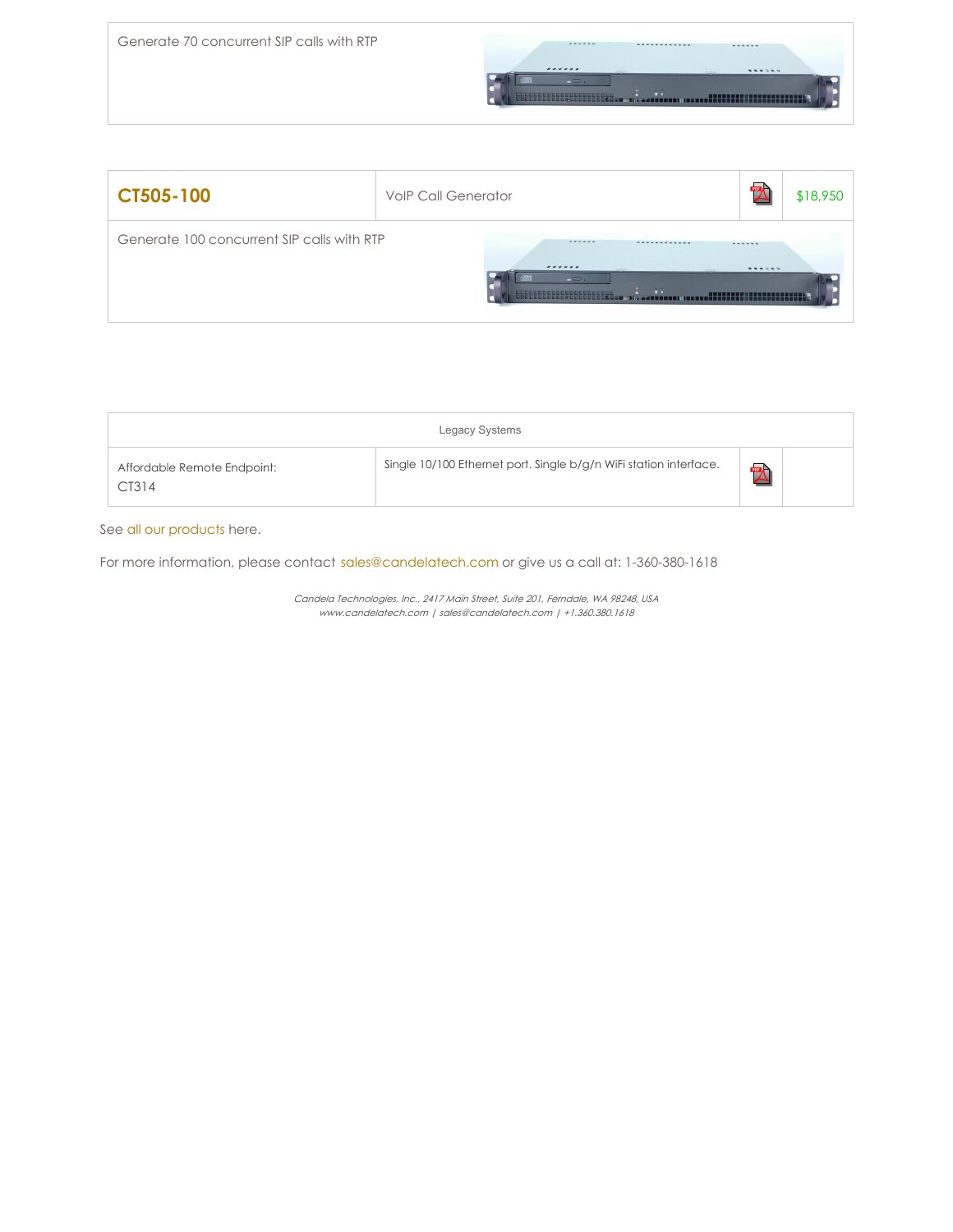| | |
|---|---|
| Generate 70 concurrent SIP calls with RTP | |

| | | | |
|---|---|---|---|
| **CT505-100** | VoIP Call Generator | | $18,950 |
| Generate 100 concurrent SIP calls with RTP | | | |

| Legacy Systems | | | |
|---|---|---|---|
| Affordable Remote Endpoint: CT314 | Single 10/100 Ethernet port. Single b/g/n WiFi station interface. | | |

See all our products here.

For more information, please contact sales@candelatech.com or give us a call at: 1-360-380-1618

*Candela Technologies, Inc., 2417 Main Street, Suite 201, Ferndale, WA 98248, USA*
*www.candelatech.com | sales@candelatech.com | +1.360.380.1618*